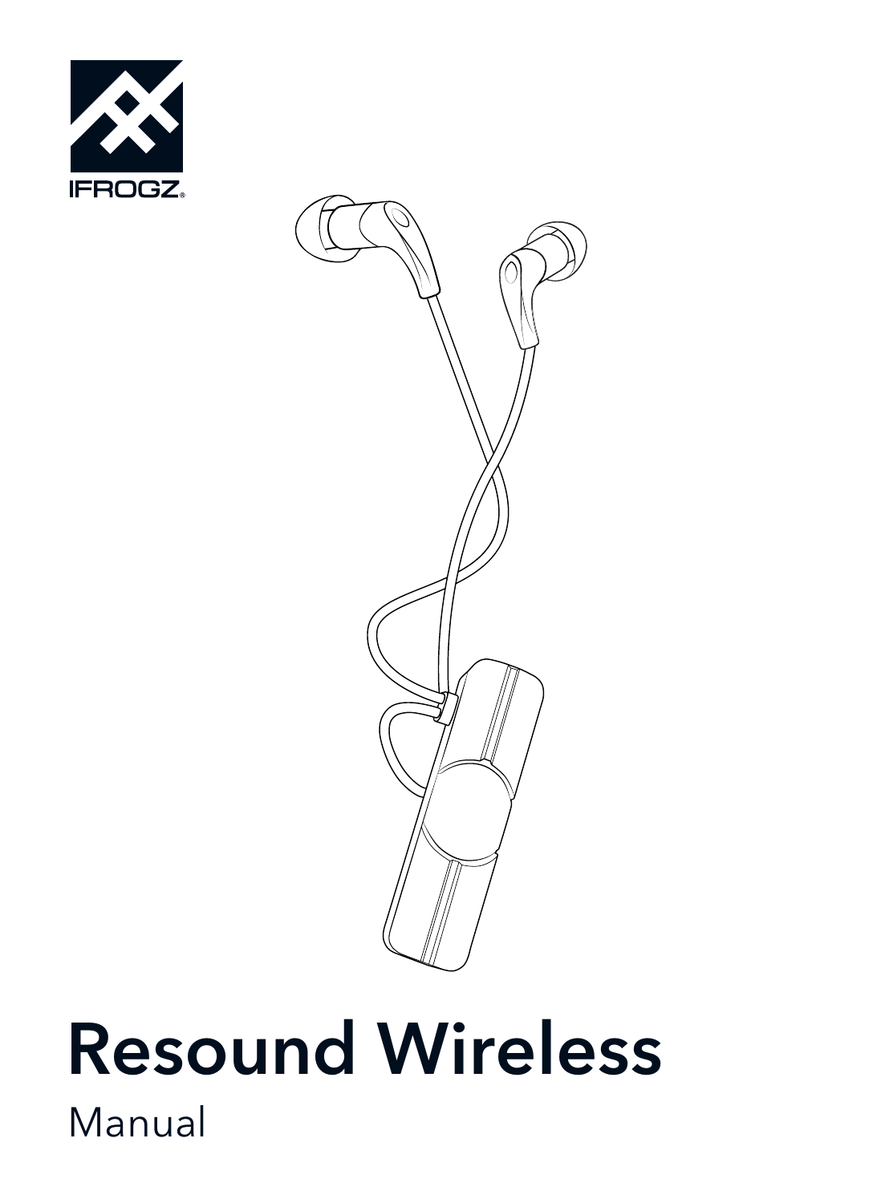IFROGZ®

# Resound Wireless

Manual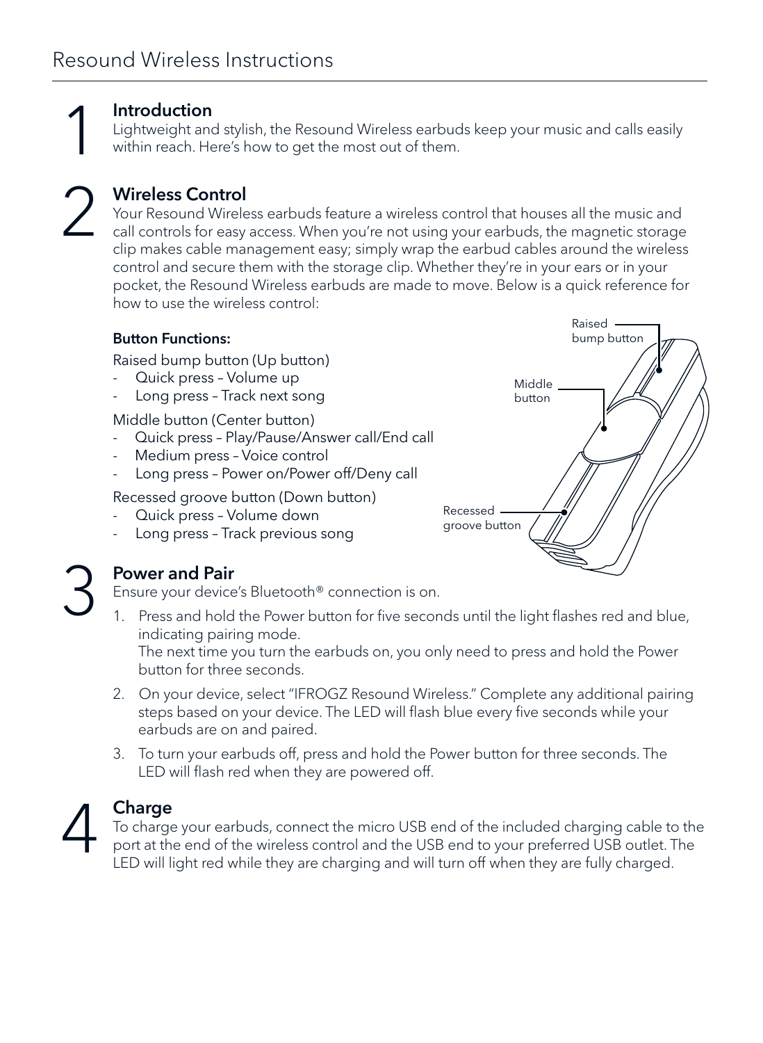# Resound Wireless Instructions

## 1 Introduction

Lightweight and stylish, the Resound Wireless earbuds keep your music and calls easily within reach. Here's how to get the most out of them.

## 2 Wireless Control

Your Resound Wireless earbuds feature a wireless control that houses all the music and call controls for easy access. When you're not using your earbuds, the magnetic storage clip makes cable management easy; simply wrap the earbud cables around the wireless control and secure them with the storage clip. Whether they're in your ears or in your pocket, the Resound Wireless earbuds are made to move. Below is a quick reference for how to use the wireless control:

**Button Functions:**

Raised bump button (Up button)

- Quick press – Volume up
- Long press – Track next song

Middle button (Center button)

- Quick press – Play/Pause/Answer call/End call
- Medium press – Voice control
- Long press – Power on/Power off/Deny call

Recessed groove button (Down button)

- Quick press – Volume down
- Long press – Track previous song

Raised bump button

Middle button

Recessed groove button

## 3 Power and Pair

Ensure your device's Bluetooth® connection is on.

1. Press and hold the Power button for five seconds until the light flashes red and blue, indicating pairing mode.
   The next time you turn the earbuds on, you only need to press and hold the Power button for three seconds.
2. On your device, select "IFROGZ Resound Wireless." Complete any additional pairing steps based on your device. The LED will flash blue every five seconds while your earbuds are on and paired.
3. To turn your earbuds off, press and hold the Power button for three seconds. The LED will flash red when they are powered off.

## 4 Charge

To charge your earbuds, connect the micro USB end of the included charging cable to the port at the end of the wireless control and the USB end to your preferred USB outlet. The LED will light red while they are charging and will turn off when they are fully charged.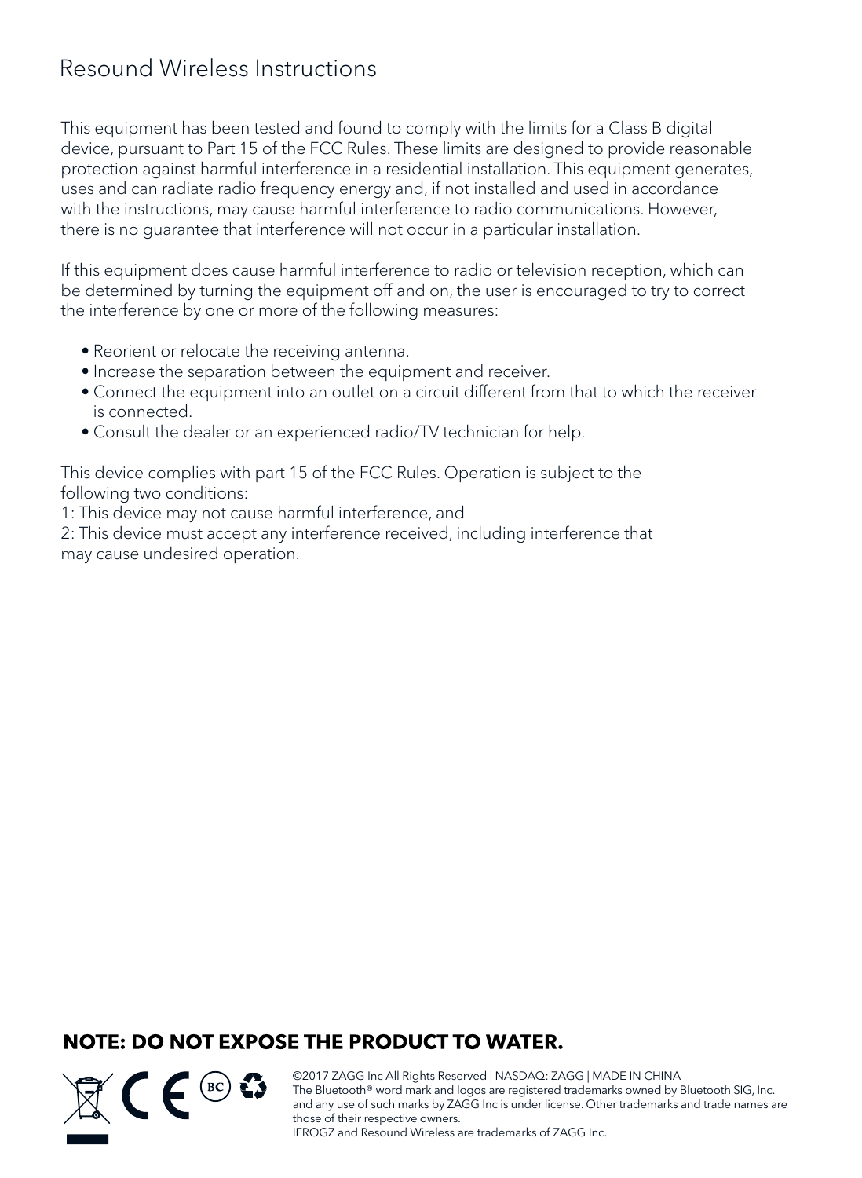# Resound Wireless Instructions

This equipment has been tested and found to comply with the limits for a Class B digital device, pursuant to Part 15 of the FCC Rules. These limits are designed to provide reasonable protection against harmful interference in a residential installation. This equipment generates, uses and can radiate radio frequency energy and, if not installed and used in accordance with the instructions, may cause harmful interference to radio communications. However, there is no guarantee that interference will not occur in a particular installation.

If this equipment does cause harmful interference to radio or television reception, which can be determined by turning the equipment off and on, the user is encouraged to try to correct the interference by one or more of the following measures:

- Reorient or relocate the receiving antenna.
- Increase the separation between the equipment and receiver.
- Connect the equipment into an outlet on a circuit different from that to which the receiver is connected.
- Consult the dealer or an experienced radio/TV technician for help.

This device complies with part 15 of the FCC Rules. Operation is subject to the following two conditions:
1: This device may not cause harmful interference, and
2: This device must accept any interference received, including interference that may cause undesired operation.

**NOTE: DO NOT EXPOSE THE PRODUCT TO WATER.**

©2017 ZAGG Inc All Rights Reserved | NASDAQ: ZAGG | MADE IN CHINA
The Bluetooth® word mark and logos are registered trademarks owned by Bluetooth SIG, Inc. and any use of such marks by ZAGG Inc is under license. Other trademarks and trade names are those of their respective owners.
IFROGZ and Resound Wireless are trademarks of ZAGG Inc.